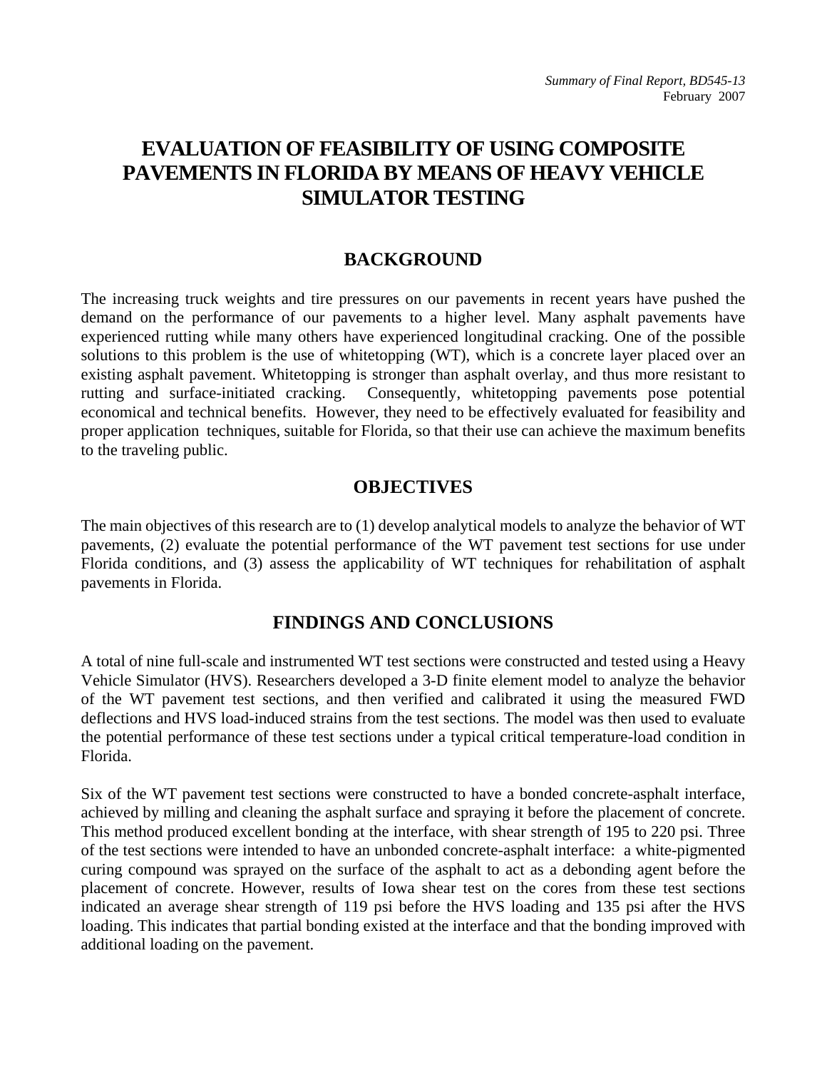*Summary of Final Report, BD545-13*
February 2007

# EVALUATION OF FEASIBILITY OF USING COMPOSITE PAVEMENTS IN FLORIDA BY MEANS OF HEAVY VEHICLE SIMULATOR TESTING

## BACKGROUND

The increasing truck weights and tire pressures on our pavements in recent years have pushed the demand on the performance of our pavements to a higher level. Many asphalt pavements have experienced rutting while many others have experienced longitudinal cracking. One of the possible solutions to this problem is the use of whitetopping (WT), which is a concrete layer placed over an existing asphalt pavement. Whitetopping is stronger than asphalt overlay, and thus more resistant to rutting and surface-initiated cracking. Consequently, whitetopping pavements pose potential economical and technical benefits. However, they need to be effectively evaluated for feasibility and proper application techniques, suitable for Florida, so that their use can achieve the maximum benefits to the traveling public.

## OBJECTIVES

The main objectives of this research are to (1) develop analytical models to analyze the behavior of WT pavements, (2) evaluate the potential performance of the WT pavement test sections for use under Florida conditions, and (3) assess the applicability of WT techniques for rehabilitation of asphalt pavements in Florida.

## FINDINGS AND CONCLUSIONS

A total of nine full-scale and instrumented WT test sections were constructed and tested using a Heavy Vehicle Simulator (HVS). Researchers developed a 3-D finite element model to analyze the behavior of the WT pavement test sections, and then verified and calibrated it using the measured FWD deflections and HVS load-induced strains from the test sections. The model was then used to evaluate the potential performance of these test sections under a typical critical temperature-load condition in Florida.

Six of the WT pavement test sections were constructed to have a bonded concrete-asphalt interface, achieved by milling and cleaning the asphalt surface and spraying it before the placement of concrete. This method produced excellent bonding at the interface, with shear strength of 195 to 220 psi. Three of the test sections were intended to have an unbonded concrete-asphalt interface: a white-pigmented curing compound was sprayed on the surface of the asphalt to act as a debonding agent before the placement of concrete. However, results of Iowa shear test on the cores from these test sections indicated an average shear strength of 119 psi before the HVS loading and 135 psi after the HVS loading. This indicates that partial bonding existed at the interface and that the bonding improved with additional loading on the pavement.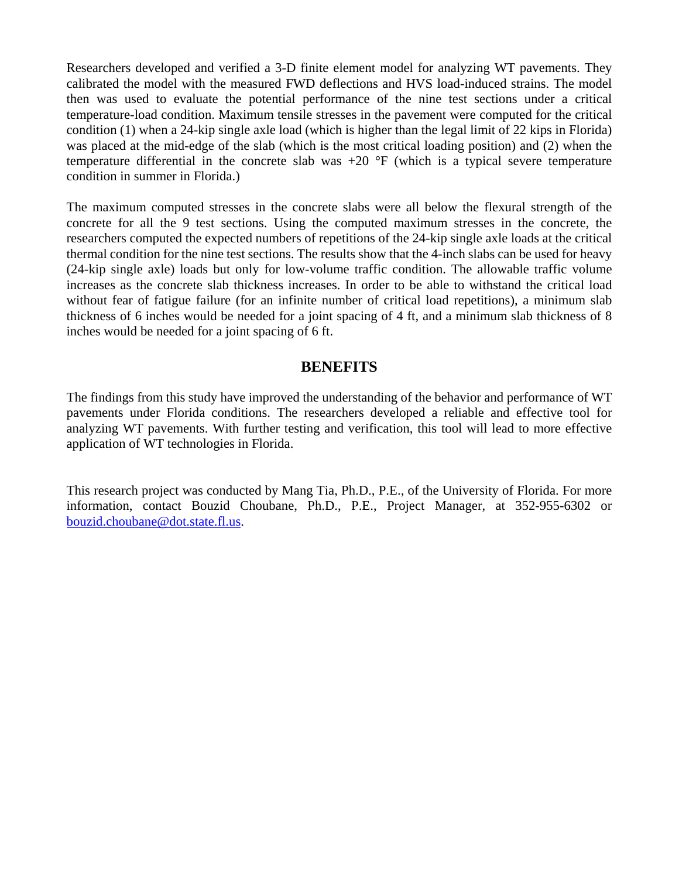Researchers developed and verified a 3-D finite element model for analyzing WT pavements. They calibrated the model with the measured FWD deflections and HVS load-induced strains. The model then was used to evaluate the potential performance of the nine test sections under a critical temperature-load condition. Maximum tensile stresses in the pavement were computed for the critical condition (1) when a 24-kip single axle load (which is higher than the legal limit of 22 kips in Florida) was placed at the mid-edge of the slab (which is the most critical loading position) and (2) when the temperature differential in the concrete slab was +20 °F (which is a typical severe temperature condition in summer in Florida.)

The maximum computed stresses in the concrete slabs were all below the flexural strength of the concrete for all the 9 test sections. Using the computed maximum stresses in the concrete, the researchers computed the expected numbers of repetitions of the 24-kip single axle loads at the critical thermal condition for the nine test sections. The results show that the 4-inch slabs can be used for heavy (24-kip single axle) loads but only for low-volume traffic condition. The allowable traffic volume increases as the concrete slab thickness increases. In order to be able to withstand the critical load without fear of fatigue failure (for an infinite number of critical load repetitions), a minimum slab thickness of 6 inches would be needed for a joint spacing of 4 ft, and a minimum slab thickness of 8 inches would be needed for a joint spacing of 6 ft.

## BENEFITS

The findings from this study have improved the understanding of the behavior and performance of WT pavements under Florida conditions. The researchers developed a reliable and effective tool for analyzing WT pavements. With further testing and verification, this tool will lead to more effective application of WT technologies in Florida.

This research project was conducted by Mang Tia, Ph.D., P.E., of the University of Florida. For more information, contact Bouzid Choubane, Ph.D., P.E., Project Manager, at 352-955-6302 or bouzid.choubane@dot.state.fl.us.